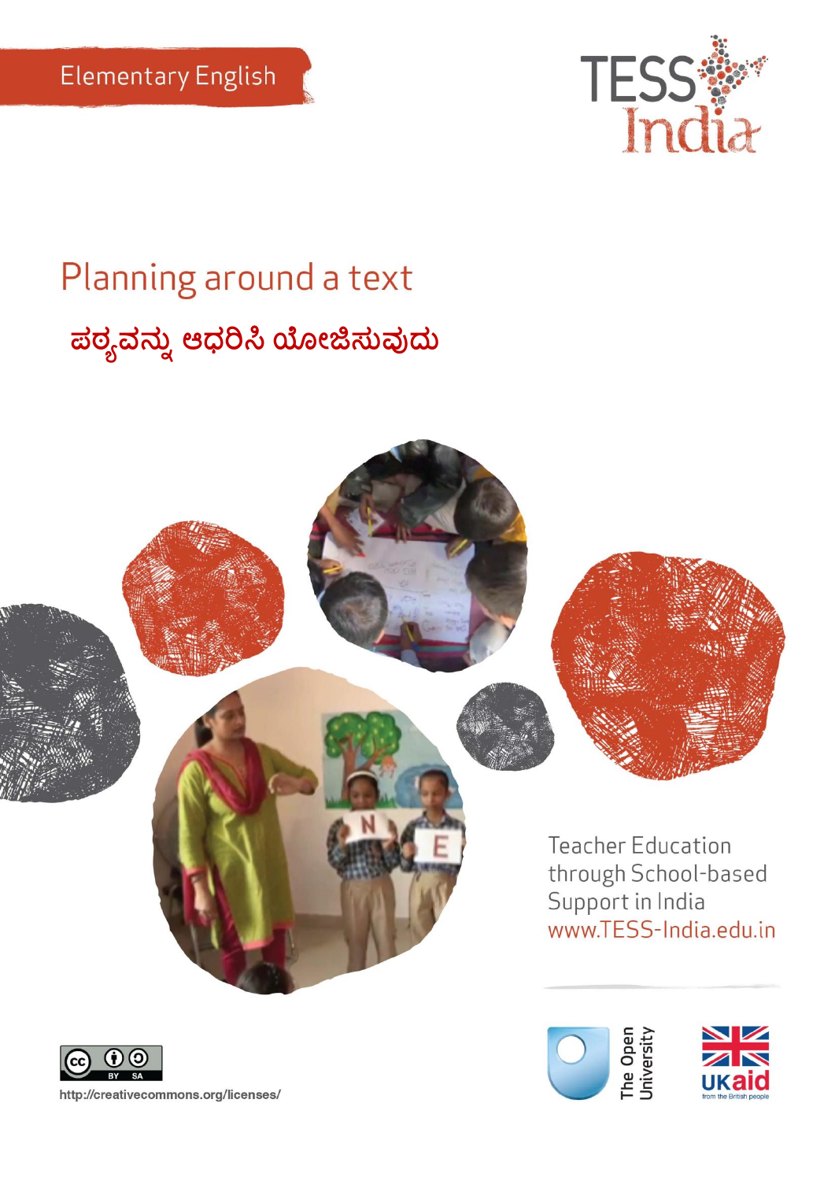Elementary English

TESS India

# Planning around a text

## ಪಠ್ಯವನ್ನು ಆಧರಿಸಿ ಯೋಜಿಸುವುದು

Teacher Education through School-based Support in India
www.TESS-India.edu.in

http://creativecommons.org/licenses/

The Open University

UKaid from the British people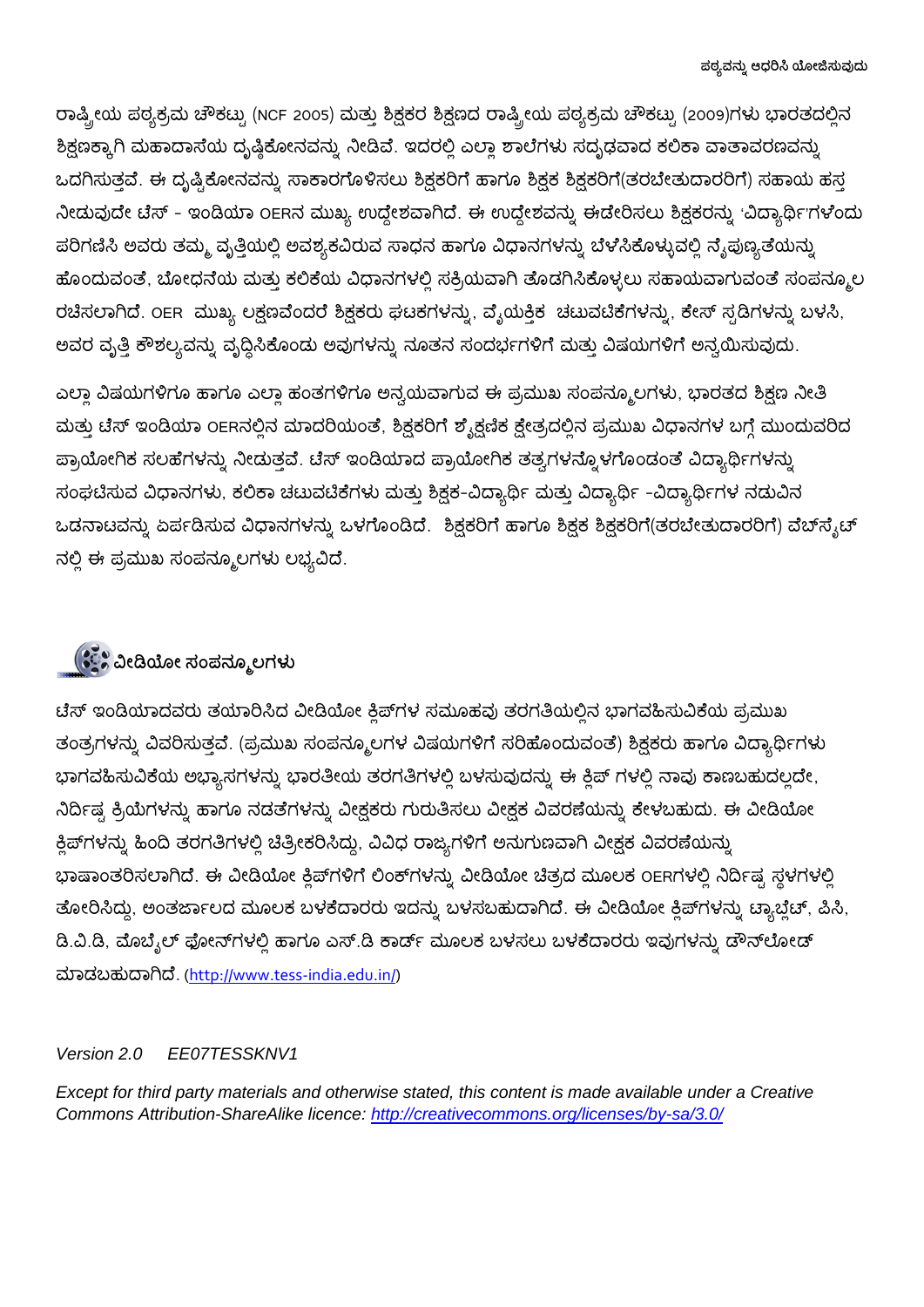ರಾಷ್ಟ್ರೀಯ ಪಠ್ಯಕ್ರಮ ಚೌಕಟ್ಟು (NCF 2005) ಮತ್ತು ಶಿಕ್ಷಕರ ಶಿಕ್ಷಣದ ರಾಷ್ಟ್ರೀಯ ಪಠ್ಯಕ್ರಮ ಚೌಕಟ್ಟು (2009)ಗಳು ಭಾರತದಲ್ಲಿನ ಶಿಕ್ಷಣಕ್ಕಾಗಿ ಮಹಾದಾಸೆಯ ದೃಷ್ಟಿಕೋನವನ್ನು ನೀಡಿವೆ. ಇದರಲ್ಲಿ ಎಲ್ಲಾ ಶಾಲೆಗಳು ಸದೃಢವಾದ ಕಲಿಕಾ ವಾತಾವರಣವನ್ನು ಒದಗಿಸುತ್ತವೆ. ಈ ದೃಷ್ಟಿಕೋನವನ್ನು ಸಾಕಾರಗೊಳಿಸಲು ಶಿಕ್ಷಕರಿಗೆ ಹಾಗೂ ಶಿಕ್ಷಕ ಶಿಕ್ಷಕರಿಗೆ(ತರಬೇತುದಾರರಿಗೆ) ಸಹಾಯ ಹಸ್ತ ನೀಡುವುದೇ ಟೆಸ್ - ಇಂಡಿಯಾ OERನ ಮುಖ್ಯ ಉದ್ದೇಶವಾಗಿದೆ. ಈ ಉದ್ದೇಶವನ್ನು ಈಡೇರಿಸಲು ಶಿಕ್ಷಕರನ್ನು 'ವಿದ್ಯಾರ್ಥಿ'ಗಳೆಂದು ಪರಿಗಣಿಸಿ ಅವರು ತಮ್ಮ ವೃತ್ತಿಯಲ್ಲಿ ಅವಶ್ಯಕವಿರುವ ಸಾಧನ ಹಾಗೂ ವಿಧಾನಗಳನ್ನು ಬೆಳೆಸಿಕೊಳ್ಳುವಲ್ಲಿ ನೈಪುಣ್ಯತೆಯನ್ನು ಹೊಂದುವಂತೆ, ಬೋಧನೆಯ ಮತ್ತು ಕಲಿಕೆಯ ವಿಧಾನಗಳಲ್ಲಿ ಸಕ್ರಿಯವಾಗಿ ತೊಡಗಿಸಿಕೊಳ್ಳಲು ಸಹಾಯವಾಗುವಂತೆ ಸಂಪನ್ಮೂಲ ರಚಿಸಲಾಗಿದೆ. OER ಮುಖ್ಯ ಲಕ್ಷಣವೆಂದರೆ ಶಿಕ್ಷಕರು ಘಟಕಗಳನ್ನು, ವೈಯಕ್ತಿಕ ಚಟುವಟಿಕೆಗಳನ್ನು, ಕೇಸ್ ಸ್ಟಡಿಗಳನ್ನು ಬಳಸಿ, ಅವರ ವೃತ್ತಿ ಕೌಶಲ್ಯವನ್ನು ವೃದ್ಧಿಸಿಕೊಂಡು ಅವುಗಳನ್ನು ನೂತನ ಸಂದರ್ಭಗಳಿಗೆ ಮತ್ತು ವಿಷಯಗಳಿಗೆ ಅನ್ವಯಿಸುವುದು.

ಎಲ್ಲಾ ವಿಷಯಗಳಿಗೂ ಹಾಗೂ ಎಲ್ಲಾ ಹಂತಗಳಿಗೂ ಅನ್ವಯವಾಗುವ ಈ ಪ್ರಮುಖ ಸಂಪನ್ಮೂಲಗಳು, ಭಾರತದ ಶಿಕ್ಷಣ ನೀತಿ ಮತ್ತು ಟೆಸ್ ಇಂಡಿಯಾ OERನಲ್ಲಿನ ಮಾದರಿಯಂತೆ, ಶಿಕ್ಷಕರಿಗೆ ಶೈಕ್ಷಣಿಕ ಕ್ಷೇತ್ರದಲ್ಲಿನ ಪ್ರಮುಖ ವಿಧಾನಗಳ ಬಗ್ಗೆ ಮುಂದುವರಿದ ಪ್ರಾಯೋಗಿಕ ಸಲಹೆಗಳನ್ನು ನೀಡುತ್ತವೆ. ಟೆಸ್ ಇಂಡಿಯಾದ ಪ್ರಾಯೋಗಿಕ ತತ್ವಗಳನ್ನೊಳಗೊಂಡಂತೆ ವಿದ್ಯಾರ್ಥಿಗಳನ್ನು ಸಂಘಟಿಸುವ ವಿಧಾನಗಳು, ಕಲಿಕಾ ಚಟುವಟಿಕೆಗಳು ಮತ್ತು ಶಿಕ್ಷಕ-ವಿದ್ಯಾರ್ಥಿ ಮತ್ತು ವಿದ್ಯಾರ್ಥಿ -ವಿದ್ಯಾರ್ಥಿಗಳ ನಡುವಿನ ಒಡನಾಟವನ್ನು ಏರ್ಪಡಿಸುವ ವಿಧಾನಗಳನ್ನು ಒಳಗೊಂಡಿದೆ. ಶಿಕ್ಷಕರಿಗೆ ಹಾಗೂ ಶಿಕ್ಷಕ ಶಿಕ್ಷಕರಿಗೆ(ತರಬೇತುದಾರರಿಗೆ) ವೆಬ್‌ಸೈಟ್ ನಲ್ಲಿ ಈ ಪ್ರಮುಖ ಸಂಪನ್ಮೂಲಗಳು ಲಭ್ಯವಿದೆ.

## ವೀಡಿಯೋ ಸಂಪನ್ಮೂಲಗಳು

ಟೆಸ್ ಇಂಡಿಯಾದವರು ತಯಾರಿಸಿದ ವೀಡಿಯೋ ಕ್ಲಿಪ್‌ಗಳ ಸಮೂಹವು ತರಗತಿಯಲ್ಲಿನ ಭಾಗವಹಿಸುವಿಕೆಯ ಪ್ರಮುಖ ತಂತ್ರಗಳನ್ನು ವಿವರಿಸುತ್ತವೆ. (ಪ್ರಮುಖ ಸಂಪನ್ಮೂಲಗಳ ವಿಷಯಗಳಿಗೆ ಸರಿಹೊಂದುವಂತೆ) ಶಿಕ್ಷಕರು ಹಾಗೂ ವಿದ್ಯಾರ್ಥಿಗಳು ಭಾಗವಹಿಸುವಿಕೆಯ ಅಭ್ಯಾಸಗಳನ್ನು ಭಾರತೀಯ ತರಗತಿಗಳಲ್ಲಿ ಬಳಸುವುದನ್ನು ಈ ಕ್ಲಿಪ್ ಗಳಲ್ಲಿ ನಾವು ಕಾಣಬಹುದಲ್ಲದೇ, ನಿರ್ದಿಷ್ಟ ಕ್ರಿಯೆಗಳನ್ನು ಹಾಗೂ ನಡತೆಗಳನ್ನು ವೀಕ್ಷಕರು ಗುರುತಿಸಲು ವೀಕ್ಷಕ ವಿವರಣೆಯನ್ನು ಕೇಳಬಹುದು. ಈ ವೀಡಿಯೋ ಕ್ಲಿಪ್‌ಗಳನ್ನು ಹಿಂದಿ ತರಗತಿಗಳಲ್ಲಿ ಚಿತ್ರೀಕರಿಸಿದ್ದು, ವಿವಿಧ ರಾಜ್ಯಗಳಿಗೆ ಅನುಗುಣವಾಗಿ ವೀಕ್ಷಕ ವಿವರಣೆಯನ್ನು ಭಾಷಾಂತರಿಸಲಾಗಿದೆ. ಈ ವೀಡಿಯೋ ಕ್ಲಿಪ್‌ಗಳಿಗೆ ಲಿಂಕ್‌ಗಳನ್ನು ವೀಡಿಯೋ ಚಿತ್ರದ ಮೂಲಕ OERಗಳಲ್ಲಿ ನಿರ್ದಿಷ್ಟ ಸ್ಥಳಗಳಲ್ಲಿ ತೋರಿಸಿದ್ದು, ಅಂತರ್ಜಾಲದ ಮೂಲಕ ಬಳಕೆದಾರರು ಇದನ್ನು ಬಳಸಬಹುದಾಗಿದೆ. ಈ ವೀಡಿಯೋ ಕ್ಲಿಪ್‌ಗಳನ್ನು ಟ್ಯಾಬ್ಲೆಟ್, ಪಿಸಿ, ಡಿ.ವಿ.ಡಿ, ಮೊಬೈಲ್ ಫೋನ್‌ಗಳಲ್ಲಿ ಹಾಗೂ ಎಸ್.ಡಿ ಕಾರ್ಡ್ ಮೂಲಕ ಬಳಸಲು ಬಳಕೆದಾರರು ಇವುಗಳನ್ನು ಡೌನ್‌ಲೋಡ್ ಮಾಡಬಹುದಾಗಿದೆ. (http://www.tess-india.edu.in/)

*Version 2.0 EE07TESSKNV1*

*Except for third party materials and otherwise stated, this content is made available under a Creative Commons Attribution-ShareAlike licence: http://creativecommons.org/licenses/by-sa/3.0/*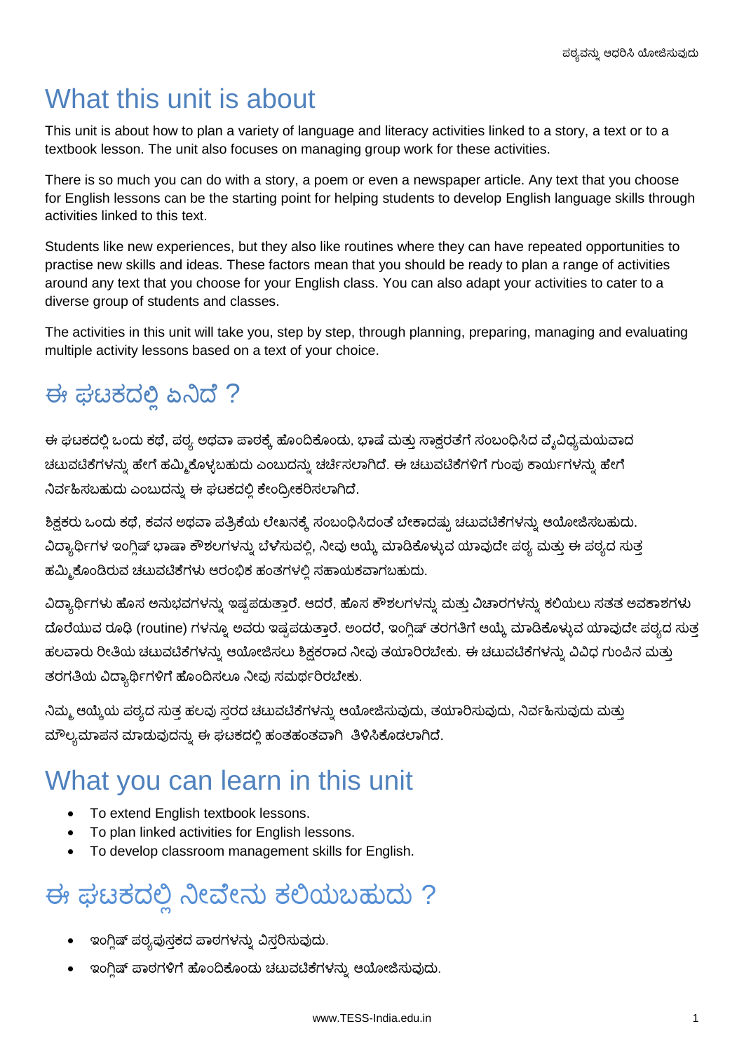# What this unit is about

This unit is about how to plan a variety of language and literacy activities linked to a story, a text or to a textbook lesson. The unit also focuses on managing group work for these activities.

There is so much you can do with a story, a poem or even a newspaper article. Any text that you choose for English lessons can be the starting point for helping students to develop English language skills through activities linked to this text.

Students like new experiences, but they also like routines where they can have repeated opportunities to practise new skills and ideas. These factors mean that you should be ready to plan a range of activities around any text that you choose for your English class. You can also adapt your activities to cater to a diverse group of students and classes.

The activities in this unit will take you, step by step, through planning, preparing, managing and evaluating multiple activity lessons based on a text of your choice.

# ಈ ಘಟಕದಲ್ಲಿ ಏನಿದೆ ?

ಈ ಘಟಕದಲ್ಲಿ ಒಂದು ಕಥೆ, ಪಠ್ಯ ಅಥವಾ ಪಾಠಕ್ಕೆ ಹೊಂದಿಕೊಂಡು, ಭಾಷೆ ಮತ್ತು ಸಾಕ್ಷರತೆಗೆ ಸಂಬಂಧಿಸಿದ ವೈವಿಧ್ಯಮಯವಾದ ಚಟುವಟಿಕೆಗಳನ್ನು ಹೇಗೆ ಹಮ್ಮಿಕೊಳ್ಳಬಹುದು ಎಂಬುದನ್ನು ಚರ್ಚಿಸಲಾಗಿದೆ. ಈ ಚಟುವಟಿಕೆಗಳಿಗೆ ಗುಂಪು ಕಾರ್ಯಗಳನ್ನು ಹೇಗೆ ನಿರ್ವಹಿಸಬಹುದು ಎಂಬುದನ್ನು ಈ ಘಟಕದಲ್ಲಿ ಕೇಂದ್ರೀಕರಿಸಲಾಗಿದೆ.

ಶಿಕ್ಷಕರು ಒಂದು ಕಥೆ, ಕವನ ಅಥವಾ ಪತ್ರಿಕೆಯ ಲೇಖನಕ್ಕೆ ಸಂಬಂಧಿಸಿದಂತೆ ಬೇಕಾದಷ್ಟು ಚಟುವಟಿಕೆಗಳನ್ನು ಆಯೋಜಿಸಬಹುದು. ವಿದ್ಯಾರ್ಥಿಗಳ ಇಂಗ್ಲಿಷ್ ಭಾಷಾ ಕೌಶಲಗಳನ್ನು ಬೆಳೆಸುವಲ್ಲಿ, ನೀವು ಆಯ್ಕೆ ಮಾಡಿಕೊಳ್ಳುವ ಯಾವುದೇ ಪಠ್ಯ ಮತ್ತು ಈ ಪಠ್ಯದ ಸುತ್ತ ಹಮ್ಮಿಕೊಂಡಿರುವ ಚಟುವಟಿಕೆಗಳು ಆರಂಭಿಕ ಹಂತಗಳಲ್ಲಿ ಸಹಾಯಕವಾಗಬಹುದು.

ವಿದ್ಯಾರ್ಥಿಗಳು ಹೊಸ ಅನುಭವಗಳನ್ನು ಇಷ್ಟಪಡುತ್ತಾರೆ. ಆದರೆ, ಹೊಸ ಕೌಶಲಗಳನ್ನು ಮತ್ತು ವಿಚಾರಗಳನ್ನು ಕಲಿಯಲು ಸತತ ಅವಕಾಶಗಳು ದೊರೆಯುವ ರೂಢಿ (routine) ಗಳನ್ನೂ ಅವರು ಇಷ್ಟಪಡುತ್ತಾರೆ. ಅಂದರೆ, ಇಂಗ್ಲಿಷ್ ತರಗತಿಗೆ ಆಯ್ಕೆ ಮಾಡಿಕೊಳ್ಳುವ ಯಾವುದೇ ಪಠ್ಯದ ಸುತ್ತ ಹಲವಾರು ರೀತಿಯ ಚಟುವಟಿಕೆಗಳನ್ನು ಆಯೋಜಿಸಲು ಶಿಕ್ಷಕರಾದ ನೀವು ತಯಾರಿರಬೇಕು. ಈ ಚಟುವಟಿಕೆಗಳನ್ನು ವಿವಿಧ ಗುಂಪಿನ ಮತ್ತು ತರಗತಿಯ ವಿದ್ಯಾರ್ಥಿಗಳಿಗೆ ಹೊಂದಿಸಲೂ ನೀವು ಸಮರ್ಥರಿರಬೇಕು.

ನಿಮ್ಮ ಆಯ್ಕೆಯ ಪಠ್ಯದ ಸುತ್ತ ಹಲವು ಸ್ತರದ ಚಟುವಟಿಕೆಗಳನ್ನು ಆಯೋಜಿಸುವುದು, ತಯಾರಿಸುವುದು, ನಿರ್ವಹಿಸುವುದು ಮತ್ತು ಮೌಲ್ಯಮಾಪನ ಮಾಡುವುದನ್ನು ಈ ಘಟಕದಲ್ಲಿ ಹಂತಹಂತವಾಗಿ ತಿಳಿಸಿಕೊಡಲಾಗಿದೆ.

# What you can learn in this unit

- To extend English textbook lessons.
- To plan linked activities for English lessons.
- To develop classroom management skills for English.

# ಈ ಘಟಕದಲ್ಲಿ ನೀವೇನು ಕಲಿಯಬಹುದು ?

- ಇಂಗ್ಲಿಷ್ ಪಠ್ಯಪುಸ್ತಕದ ಪಾಠಗಳನ್ನು ವಿಸ್ತರಿಸುವುದು.
- ಇಂಗ್ಲಿಷ್ ಪಾಠಗಳಿಗೆ ಹೊಂದಿಕೊಂಡು ಚಟುವಟಿಕೆಗಳನ್ನು ಆಯೋಜಿಸುವುದು.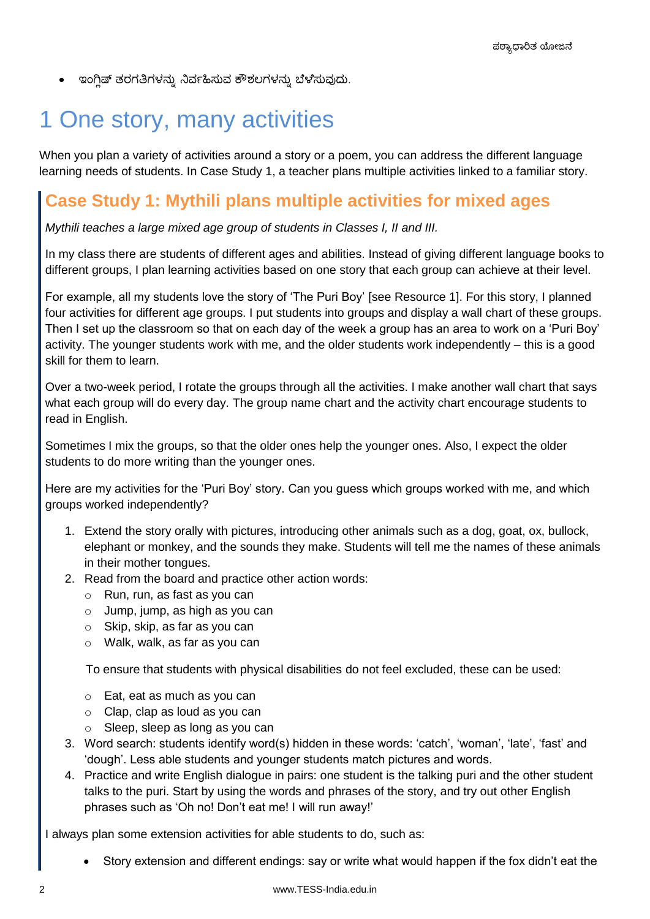- ಇಂಗ್ಲಿಷ್ ತರಗತಿಗಳನ್ನು ನಿರ್ವಹಿಸುವ ಕೌಶಲಗಳನ್ನು ಬೆಳೆಸುವುದು.

# 1 One story, many activities

When you plan a variety of activities around a story or a poem, you can address the different language learning needs of students. In Case Study 1, a teacher plans multiple activities linked to a familiar story.

## Case Study 1: Mythili plans multiple activities for mixed ages

*Mythili teaches a large mixed age group of students in Classes I, II and III.*

In my class there are students of different ages and abilities. Instead of giving different language books to different groups, I plan learning activities based on one story that each group can achieve at their level.

For example, all my students love the story of 'The Puri Boy' [see Resource 1]. For this story, I planned four activities for different age groups. I put students into groups and display a wall chart of these groups. Then I set up the classroom so that on each day of the week a group has an area to work on a 'Puri Boy' activity. The younger students work with me, and the older students work independently – this is a good skill for them to learn.

Over a two-week period, I rotate the groups through all the activities. I make another wall chart that says what each group will do every day. The group name chart and the activity chart encourage students to read in English.

Sometimes I mix the groups, so that the older ones help the younger ones. Also, I expect the older students to do more writing than the younger ones.

Here are my activities for the 'Puri Boy' story. Can you guess which groups worked with me, and which groups worked independently?

1. Extend the story orally with pictures, introducing other animals such as a dog, goat, ox, bullock, elephant or monkey, and the sounds they make. Students will tell me the names of these animals in their mother tongues.
2. Read from the board and practice other action words:
   - Run, run, as fast as you can
   - Jump, jump, as high as you can
   - Skip, skip, as far as you can
   - Walk, walk, as far as you can

   To ensure that students with physical disabilities do not feel excluded, these can be used:

   - Eat, eat as much as you can
   - Clap, clap as loud as you can
   - Sleep, sleep as long as you can
3. Word search: students identify word(s) hidden in these words: 'catch', 'woman', 'late', 'fast' and 'dough'. Less able students and younger students match pictures and words.
4. Practice and write English dialogue in pairs: one student is the talking puri and the other student talks to the puri. Start by using the words and phrases of the story, and try out other English phrases such as 'Oh no! Don't eat me! I will run away!'

I always plan some extension activities for able students to do, such as:

- Story extension and different endings: say or write what would happen if the fox didn't eat the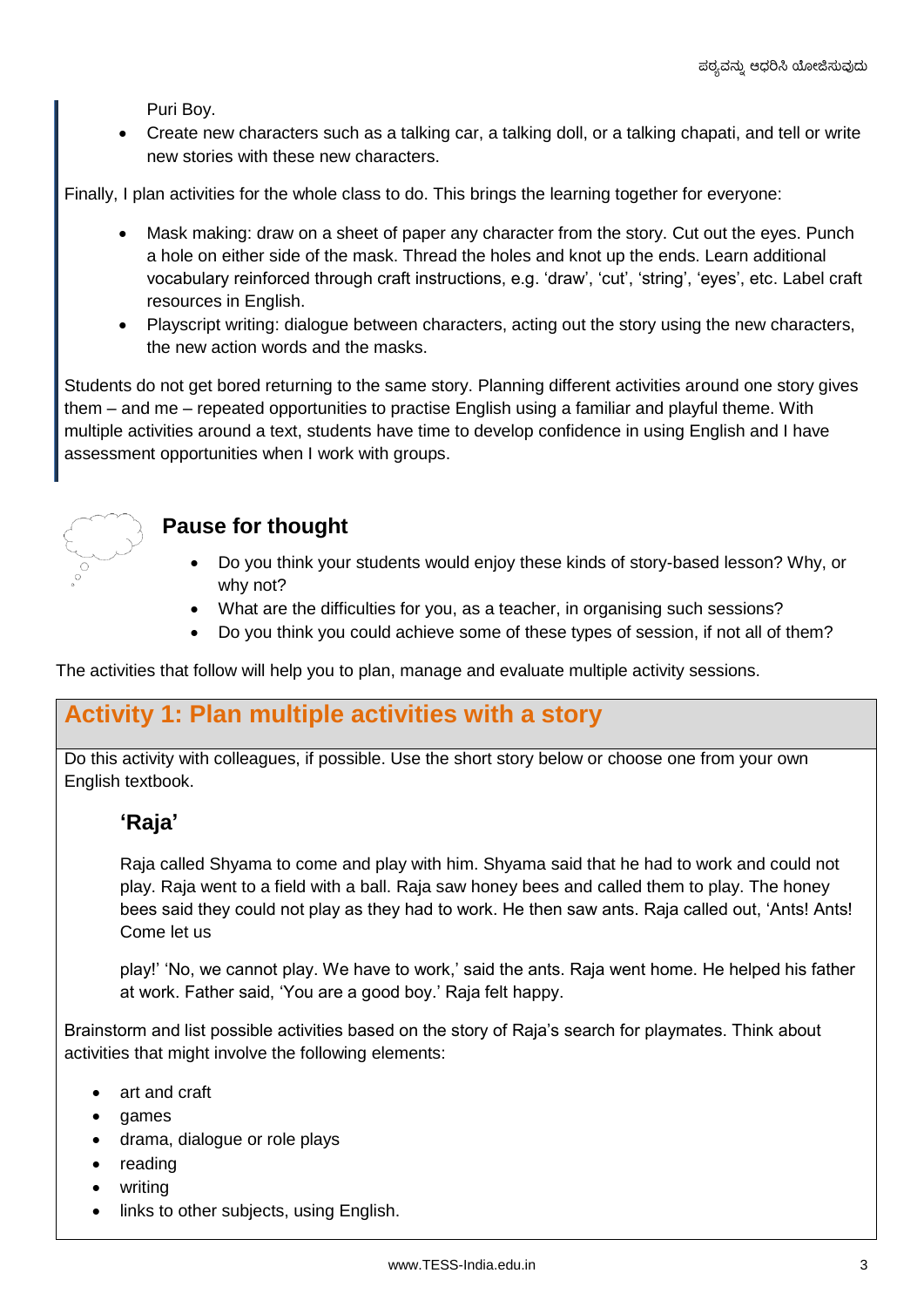Puri Boy.

- Create new characters such as a talking car, a talking doll, or a talking chapati, and tell or write new stories with these new characters.

Finally, I plan activities for the whole class to do. This brings the learning together for everyone:

- Mask making: draw on a sheet of paper any character from the story. Cut out the eyes. Punch a hole on either side of the mask. Thread the holes and knot up the ends. Learn additional vocabulary reinforced through craft instructions, e.g. 'draw', 'cut', 'string', 'eyes', etc. Label craft resources in English.
- Playscript writing: dialogue between characters, acting out the story using the new characters, the new action words and the masks.

Students do not get bored returning to the same story. Planning different activities around one story gives them – and me – repeated opportunities to practise English using a familiar and playful theme. With multiple activities around a text, students have time to develop confidence in using English and I have assessment opportunities when I work with groups.

## Pause for thought

- Do you think your students would enjoy these kinds of story-based lesson? Why, or why not?
- What are the difficulties for you, as a teacher, in organising such sessions?
- Do you think you could achieve some of these types of session, if not all of them?

The activities that follow will help you to plan, manage and evaluate multiple activity sessions.

## Activity 1: Plan multiple activities with a story

Do this activity with colleagues, if possible. Use the short story below or choose one from your own English textbook.

### 'Raja'

Raja called Shyama to come and play with him. Shyama said that he had to work and could not play. Raja went to a field with a ball. Raja saw honey bees and called them to play. The honey bees said they could not play as they had to work. He then saw ants. Raja called out, 'Ants! Ants! Come let us

play!' 'No, we cannot play. We have to work,' said the ants. Raja went home. He helped his father at work. Father said, 'You are a good boy.' Raja felt happy.

Brainstorm and list possible activities based on the story of Raja's search for playmates. Think about activities that might involve the following elements:

- art and craft
- games
- drama, dialogue or role plays
- reading
- writing
- links to other subjects, using English.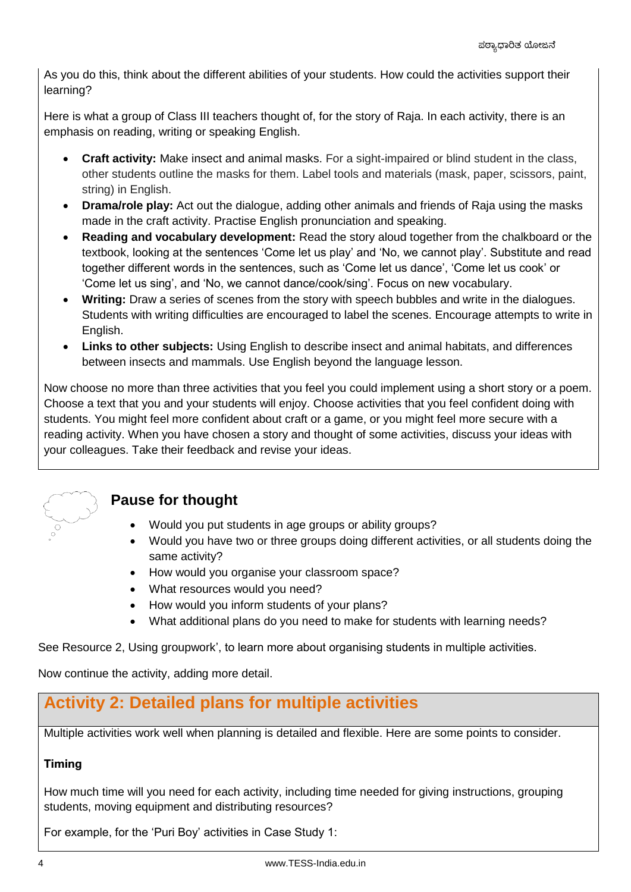As you do this, think about the different abilities of your students. How could the activities support their learning?

Here is what a group of Class III teachers thought of, for the story of Raja. In each activity, there is an emphasis on reading, writing or speaking English.

- **Craft activity:** Make insect and animal masks. For a sight-impaired or blind student in the class, other students outline the masks for them. Label tools and materials (mask, paper, scissors, paint, string) in English.
- **Drama/role play:** Act out the dialogue, adding other animals and friends of Raja using the masks made in the craft activity. Practise English pronunciation and speaking.
- **Reading and vocabulary development:** Read the story aloud together from the chalkboard or the textbook, looking at the sentences 'Come let us play' and 'No, we cannot play'. Substitute and read together different words in the sentences, such as 'Come let us dance', 'Come let us cook' or 'Come let us sing', and 'No, we cannot dance/cook/sing'. Focus on new vocabulary.
- **Writing:** Draw a series of scenes from the story with speech bubbles and write in the dialogues. Students with writing difficulties are encouraged to label the scenes. Encourage attempts to write in English.
- **Links to other subjects:** Using English to describe insect and animal habitats, and differences between insects and mammals. Use English beyond the language lesson.

Now choose no more than three activities that you feel you could implement using a short story or a poem. Choose a text that you and your students will enjoy. Choose activities that you feel confident doing with students. You might feel more confident about craft or a game, or you might feel more secure with a reading activity. When you have chosen a story and thought of some activities, discuss your ideas with your colleagues. Take their feedback and revise your ideas.

## Pause for thought

- Would you put students in age groups or ability groups?
- Would you have two or three groups doing different activities, or all students doing the same activity?
- How would you organise your classroom space?
- What resources would you need?
- How would you inform students of your plans?
- What additional plans do you need to make for students with learning needs?

See Resource 2, Using groupwork', to learn more about organising students in multiple activities.

Now continue the activity, adding more detail.

## Activity 2: Detailed plans for multiple activities

Multiple activities work well when planning is detailed and flexible. Here are some points to consider.

**Timing**

How much time will you need for each activity, including time needed for giving instructions, grouping students, moving equipment and distributing resources?

For example, for the 'Puri Boy' activities in Case Study 1: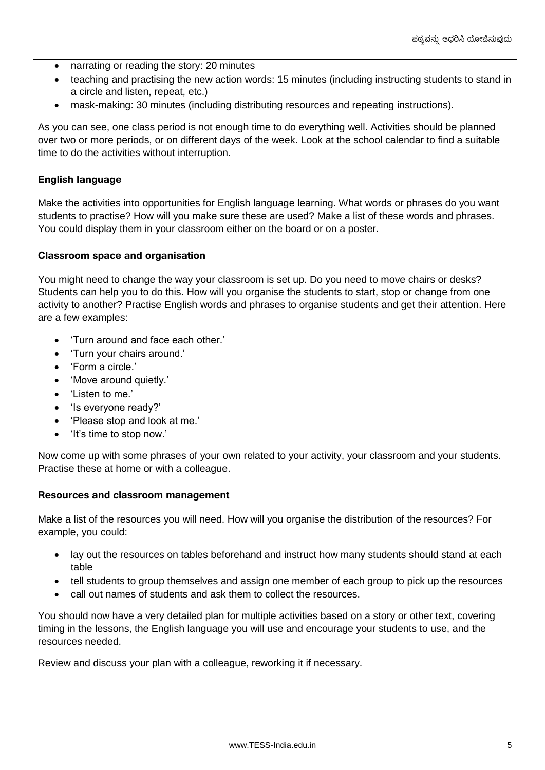- narrating or reading the story: 20 minutes
- teaching and practising the new action words: 15 minutes (including instructing students to stand in a circle and listen, repeat, etc.)
- mask-making: 30 minutes (including distributing resources and repeating instructions).

As you can see, one class period is not enough time to do everything well. Activities should be planned over two or more periods, or on different days of the week. Look at the school calendar to find a suitable time to do the activities without interruption.

**English language**

Make the activities into opportunities for English language learning. What words or phrases do you want students to practise? How will you make sure these are used? Make a list of these words and phrases. You could display them in your classroom either on the board or on a poster.

**Classroom space and organisation**

You might need to change the way your classroom is set up. Do you need to move chairs or desks? Students can help you to do this. How will you organise the students to start, stop or change from one activity to another? Practise English words and phrases to organise students and get their attention. Here are a few examples:

- 'Turn around and face each other.'
- 'Turn your chairs around.'
- 'Form a circle.'
- 'Move around quietly.'
- 'Listen to me.'
- 'Is everyone ready?'
- 'Please stop and look at me.'
- 'It's time to stop now.'

Now come up with some phrases of your own related to your activity, your classroom and your students. Practise these at home or with a colleague.

**Resources and classroom management**

Make a list of the resources you will need. How will you organise the distribution of the resources? For example, you could:

- lay out the resources on tables beforehand and instruct how many students should stand at each table
- tell students to group themselves and assign one member of each group to pick up the resources
- call out names of students and ask them to collect the resources.

You should now have a very detailed plan for multiple activities based on a story or other text, covering timing in the lessons, the English language you will use and encourage your students to use, and the resources needed.

Review and discuss your plan with a colleague, reworking it if necessary.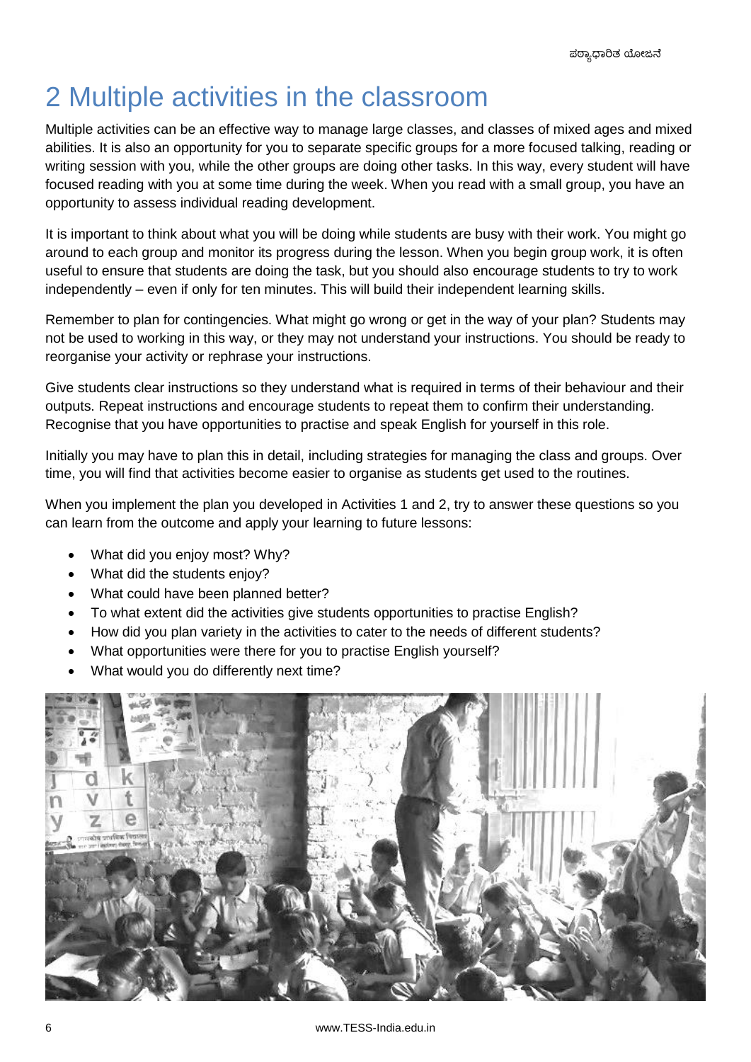# 2 Multiple activities in the classroom

Multiple activities can be an effective way to manage large classes, and classes of mixed ages and mixed abilities. It is also an opportunity for you to separate specific groups for a more focused talking, reading or writing session with you, while the other groups are doing other tasks. In this way, every student will have focused reading with you at some time during the week. When you read with a small group, you have an opportunity to assess individual reading development.

It is important to think about what you will be doing while students are busy with their work. You might go around to each group and monitor its progress during the lesson. When you begin group work, it is often useful to ensure that students are doing the task, but you should also encourage students to try to work independently – even if only for ten minutes. This will build their independent learning skills.

Remember to plan for contingencies. What might go wrong or get in the way of your plan? Students may not be used to working in this way, or they may not understand your instructions. You should be ready to reorganise your activity or rephrase your instructions.

Give students clear instructions so they understand what is required in terms of their behaviour and their outputs. Repeat instructions and encourage students to repeat them to confirm their understanding. Recognise that you have opportunities to practise and speak English for yourself in this role.

Initially you may have to plan this in detail, including strategies for managing the class and groups. Over time, you will find that activities become easier to organise as students get used to the routines.

When you implement the plan you developed in Activities 1 and 2, try to answer these questions so you can learn from the outcome and apply your learning to future lessons:

- What did you enjoy most? Why?
- What did the students enjoy?
- What could have been planned better?
- To what extent did the activities give students opportunities to practise English?
- How did you plan variety in the activities to cater to the needs of different students?
- What opportunities were there for you to practise English yourself?
- What would you do differently next time?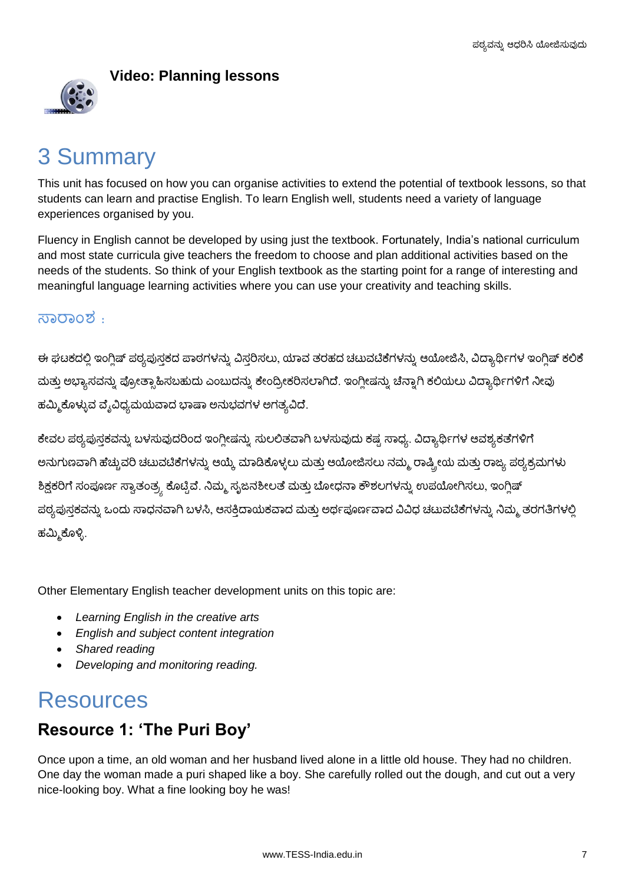**Video: Planning lessons**

# 3 Summary

This unit has focused on how you can organise activities to extend the potential of textbook lessons, so that students can learn and practise English. To learn English well, students need a variety of language experiences organised by you.

Fluency in English cannot be developed by using just the textbook. Fortunately, India's national curriculum and most state curricula give teachers the freedom to choose and plan additional activities based on the needs of the students. So think of your English textbook as the starting point for a range of interesting and meaningful language learning activities where you can use your creativity and teaching skills.

## ಸಾರಾಂಶ :

ಈ ಘಟಕದಲ್ಲಿ ಇಂಗ್ಲಿಷ್ ಪಠ್ಯಪುಸ್ತಕದ ಪಾಠಗಳನ್ನು ವಿಸ್ತರಿಸಲು, ಯಾವ ತರಹದ ಚಟುವಟಿಕೆಗಳನ್ನು ಆಯೋಜಿಸಿ, ವಿದ್ಯಾರ್ಥಿಗಳ ಇಂಗ್ಲಿಷ್ ಕಲಿಕೆ ಮತ್ತು ಅಭ್ಯಾಸವನ್ನು ಪ್ರೋತ್ಸಾಹಿಸಬಹುದು ಎಂಬುದನ್ನು ಕೇಂದ್ರೀಕರಿಸಲಾಗಿದೆ. ಇಂಗ್ಲೀಷನ್ನು ಚೆನ್ನಾಗಿ ಕಲಿಯಲು ವಿದ್ಯಾರ್ಥಿಗಳಿಗೆ ನೀವು ಹಮ್ಮಿಕೊಳ್ಳುವ ವೈವಿಧ್ಯಮಯವಾದ ಭಾಷಾ ಅನುಭವಗಳ ಅಗತ್ಯವಿದೆ.

ಕೇವಲ ಪಠ್ಯಪುಸ್ತಕವನ್ನು ಬಳಸುವುದರಿಂದ ಇಂಗ್ಲೀಷನ್ನು ಸುಲಲಿತವಾಗಿ ಬಳಸುವುದು ಕಷ್ಟ ಸಾಧ್ಯ. ವಿದ್ಯಾರ್ಥಿಗಳ ಆವಶ್ಯಕತೆಗಳಿಗೆ ಅನುಗುಣವಾಗಿ ಹೆಚ್ಚುವರಿ ಚಟುವಟಿಕೆಗಳನ್ನು ಆಯ್ಕೆ ಮಾಡಿಕೊಳ್ಳಲು ಮತ್ತು ಆಯೋಜಿಸಲು ನಮ್ಮ ರಾಷ್ಟ್ರೀಯ ಮತ್ತು ರಾಜ್ಯ ಪಠ್ಯಕ್ರಮಗಳು ಶಿಕ್ಷಕರಿಗೆ ಸಂಪೂರ್ಣ ಸ್ವಾತಂತ್ರ್ಯ ಕೊಟ್ಟಿವೆ. ನಿಮ್ಮ ಸೃಜನಶೀಲತೆ ಮತ್ತು ಬೋಧನಾ ಕೌಶಲಗಳನ್ನು ಉಪಯೋಗಿಸಲು, ಇಂಗ್ಲಿಷ್ ಪಠ್ಯಪುಸ್ತಕವನ್ನು ಒಂದು ಸಾಧನವಾಗಿ ಬಳಸಿ, ಆಸಕ್ತಿದಾಯಕವಾದ ಮತ್ತು ಅರ್ಥಪೂರ್ಣವಾದ ವಿವಿಧ ಚಟುವಟಿಕೆಗಳನ್ನು ನಿಮ್ಮ ತರಗತಿಗಳಲ್ಲಿ ಹಮ್ಮಿಕೊಳ್ಳಿ.

Other Elementary English teacher development units on this topic are:

- *Learning English in the creative arts*
- *English and subject content integration*
- *Shared reading*
- *Developing and monitoring reading.*

# Resources

## Resource 1: 'The Puri Boy'

Once upon a time, an old woman and her husband lived alone in a little old house. They had no children. One day the woman made a puri shaped like a boy. She carefully rolled out the dough, and cut out a very nice-looking boy. What a fine looking boy he was!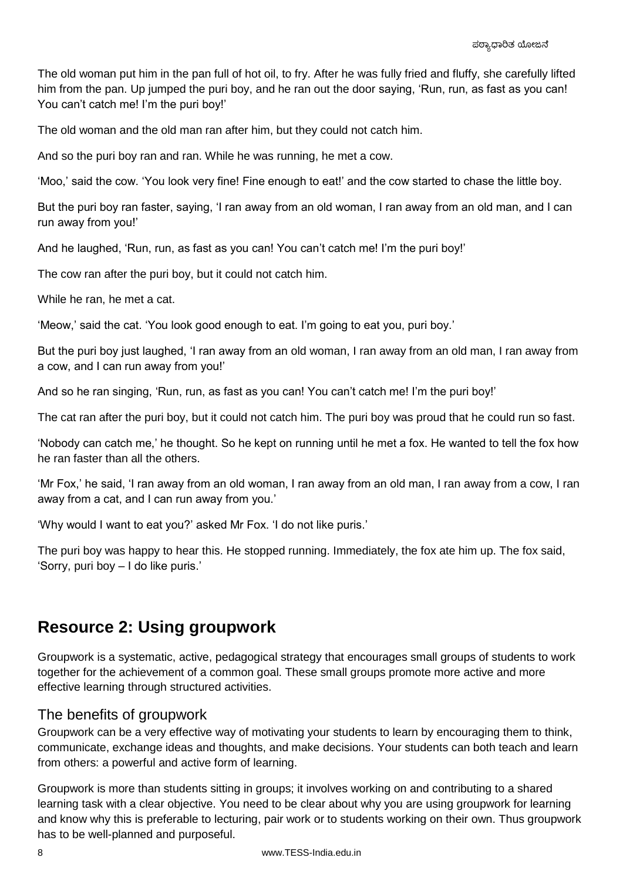The old woman put him in the pan full of hot oil, to fry. After he was fully fried and fluffy, she carefully lifted him from the pan. Up jumped the puri boy, and he ran out the door saying, 'Run, run, as fast as you can! You can't catch me! I'm the puri boy!'

The old woman and the old man ran after him, but they could not catch him.

And so the puri boy ran and ran. While he was running, he met a cow.

'Moo,' said the cow. 'You look very fine! Fine enough to eat!' and the cow started to chase the little boy.

But the puri boy ran faster, saying, 'I ran away from an old woman, I ran away from an old man, and I can run away from you!'

And he laughed, 'Run, run, as fast as you can! You can't catch me! I'm the puri boy!'

The cow ran after the puri boy, but it could not catch him.

While he ran, he met a cat.

'Meow,' said the cat. 'You look good enough to eat. I'm going to eat you, puri boy.'

But the puri boy just laughed, 'I ran away from an old woman, I ran away from an old man, I ran away from a cow, and I can run away from you!'

And so he ran singing, 'Run, run, as fast as you can! You can't catch me! I'm the puri boy!'

The cat ran after the puri boy, but it could not catch him. The puri boy was proud that he could run so fast.

'Nobody can catch me,' he thought. So he kept on running until he met a fox. He wanted to tell the fox how he ran faster than all the others.

'Mr Fox,' he said, 'I ran away from an old woman, I ran away from an old man, I ran away from a cow, I ran away from a cat, and I can run away from you.'

'Why would I want to eat you?' asked Mr Fox. 'I do not like puris.'

The puri boy was happy to hear this. He stopped running. Immediately, the fox ate him up. The fox said, 'Sorry, puri boy – I do like puris.'

## Resource 2: Using groupwork

Groupwork is a systematic, active, pedagogical strategy that encourages small groups of students to work together for the achievement of a common goal. These small groups promote more active and more effective learning through structured activities.

### The benefits of groupwork

Groupwork can be a very effective way of motivating your students to learn by encouraging them to think, communicate, exchange ideas and thoughts, and make decisions. Your students can both teach and learn from others: a powerful and active form of learning.

Groupwork is more than students sitting in groups; it involves working on and contributing to a shared learning task with a clear objective. You need to be clear about why you are using groupwork for learning and know why this is preferable to lecturing, pair work or to students working on their own. Thus groupwork has to be well-planned and purposeful.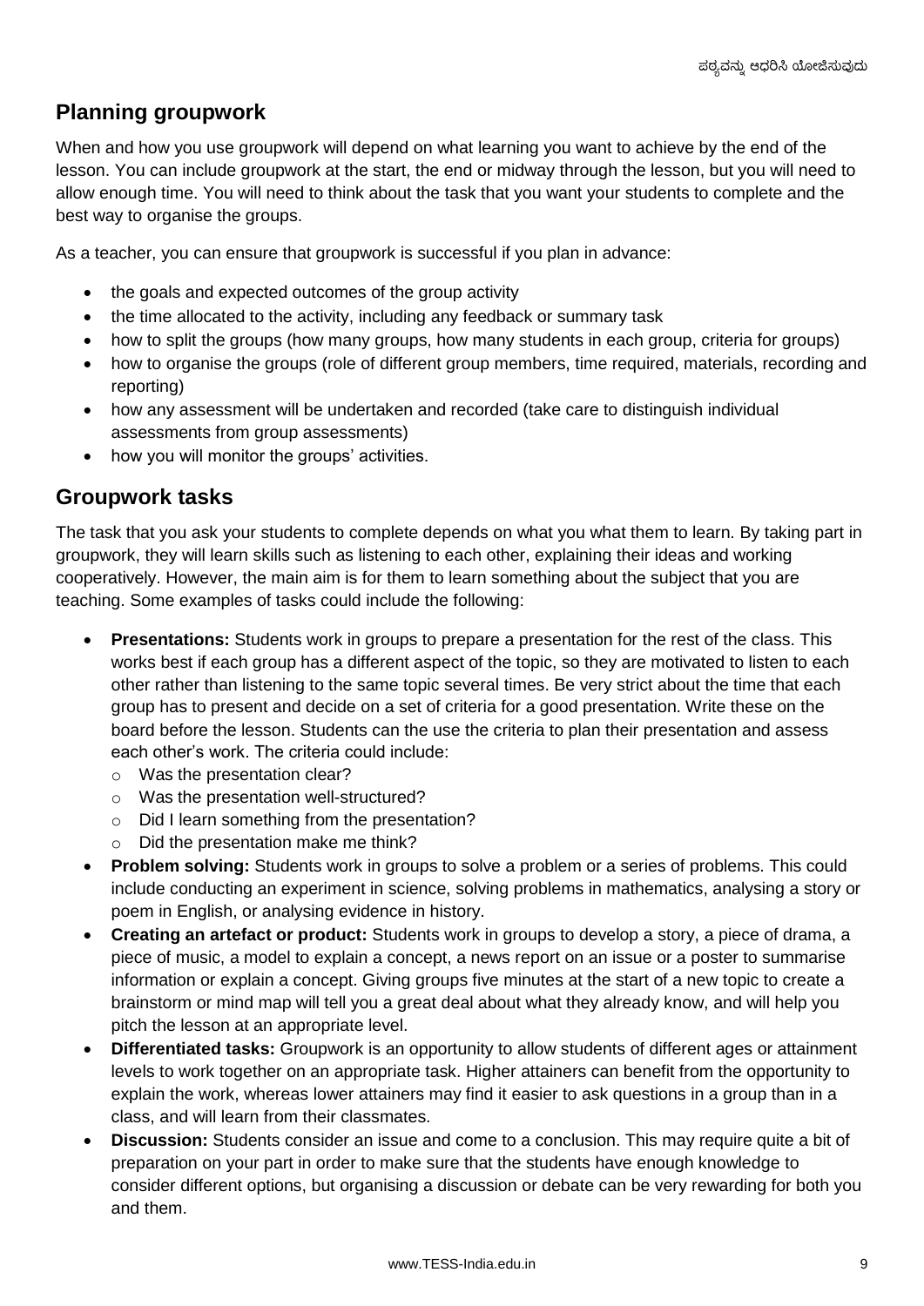## Planning groupwork

When and how you use groupwork will depend on what learning you want to achieve by the end of the lesson. You can include groupwork at the start, the end or midway through the lesson, but you will need to allow enough time. You will need to think about the task that you want your students to complete and the best way to organise the groups.

As a teacher, you can ensure that groupwork is successful if you plan in advance:

- the goals and expected outcomes of the group activity
- the time allocated to the activity, including any feedback or summary task
- how to split the groups (how many groups, how many students in each group, criteria for groups)
- how to organise the groups (role of different group members, time required, materials, recording and reporting)
- how any assessment will be undertaken and recorded (take care to distinguish individual assessments from group assessments)
- how you will monitor the groups' activities.

## Groupwork tasks

The task that you ask your students to complete depends on what you what them to learn. By taking part in groupwork, they will learn skills such as listening to each other, explaining their ideas and working cooperatively. However, the main aim is for them to learn something about the subject that you are teaching. Some examples of tasks could include the following:

- **Presentations:** Students work in groups to prepare a presentation for the rest of the class. This works best if each group has a different aspect of the topic, so they are motivated to listen to each other rather than listening to the same topic several times. Be very strict about the time that each group has to present and decide on a set of criteria for a good presentation. Write these on the board before the lesson. Students can the use the criteria to plan their presentation and assess each other's work. The criteria could include:
  - Was the presentation clear?
  - Was the presentation well-structured?
  - Did I learn something from the presentation?
  - Did the presentation make me think?
- **Problem solving:** Students work in groups to solve a problem or a series of problems. This could include conducting an experiment in science, solving problems in mathematics, analysing a story or poem in English, or analysing evidence in history.
- **Creating an artefact or product:** Students work in groups to develop a story, a piece of drama, a piece of music, a model to explain a concept, a news report on an issue or a poster to summarise information or explain a concept. Giving groups five minutes at the start of a new topic to create a brainstorm or mind map will tell you a great deal about what they already know, and will help you pitch the lesson at an appropriate level.
- **Differentiated tasks:** Groupwork is an opportunity to allow students of different ages or attainment levels to work together on an appropriate task. Higher attainers can benefit from the opportunity to explain the work, whereas lower attainers may find it easier to ask questions in a group than in a class, and will learn from their classmates.
- **Discussion:** Students consider an issue and come to a conclusion. This may require quite a bit of preparation on your part in order to make sure that the students have enough knowledge to consider different options, but organising a discussion or debate can be very rewarding for both you and them.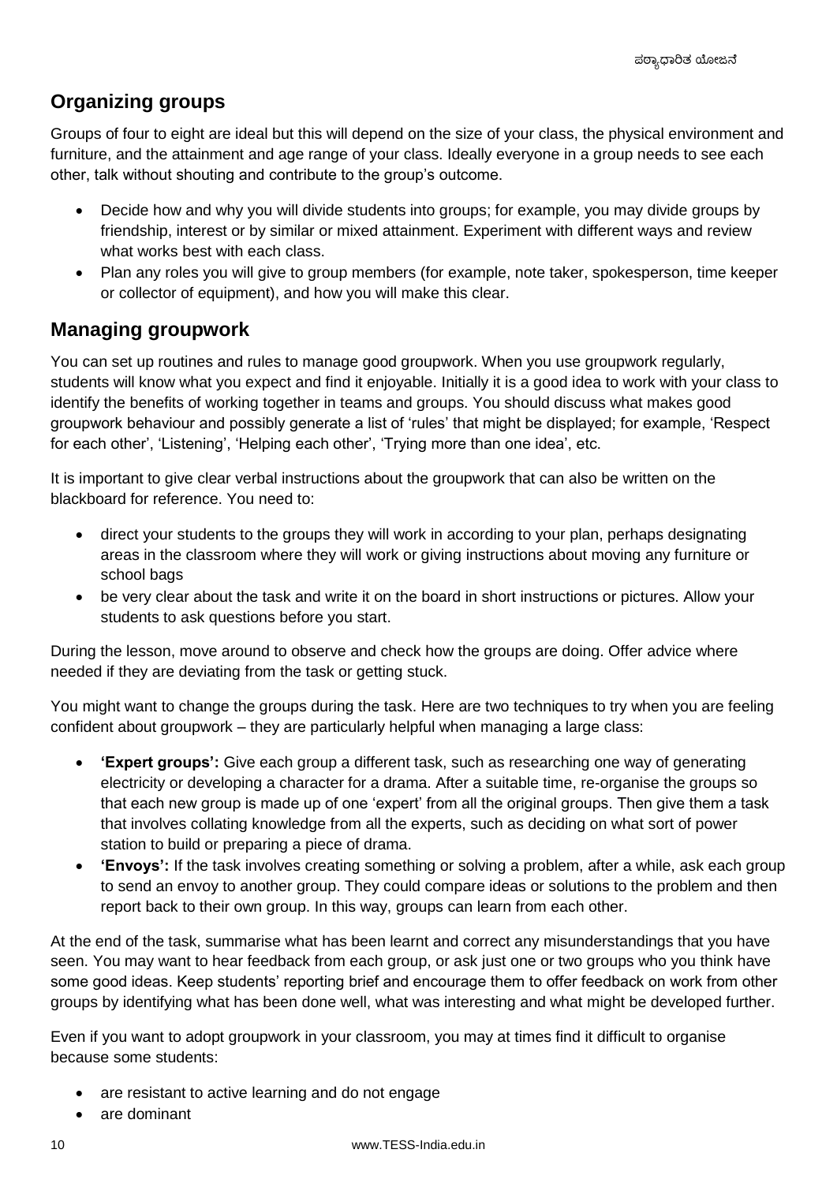## Organizing groups

Groups of four to eight are ideal but this will depend on the size of your class, the physical environment and furniture, and the attainment and age range of your class. Ideally everyone in a group needs to see each other, talk without shouting and contribute to the group's outcome.

- Decide how and why you will divide students into groups; for example, you may divide groups by friendship, interest or by similar or mixed attainment. Experiment with different ways and review what works best with each class.
- Plan any roles you will give to group members (for example, note taker, spokesperson, time keeper or collector of equipment), and how you will make this clear.

## Managing groupwork

You can set up routines and rules to manage good groupwork. When you use groupwork regularly, students will know what you expect and find it enjoyable. Initially it is a good idea to work with your class to identify the benefits of working together in teams and groups. You should discuss what makes good groupwork behaviour and possibly generate a list of 'rules' that might be displayed; for example, 'Respect for each other', 'Listening', 'Helping each other', 'Trying more than one idea', etc.

It is important to give clear verbal instructions about the groupwork that can also be written on the blackboard for reference. You need to:

- direct your students to the groups they will work in according to your plan, perhaps designating areas in the classroom where they will work or giving instructions about moving any furniture or school bags
- be very clear about the task and write it on the board in short instructions or pictures. Allow your students to ask questions before you start.

During the lesson, move around to observe and check how the groups are doing. Offer advice where needed if they are deviating from the task or getting stuck.

You might want to change the groups during the task. Here are two techniques to try when you are feeling confident about groupwork – they are particularly helpful when managing a large class:

- **'Expert groups':** Give each group a different task, such as researching one way of generating electricity or developing a character for a drama. After a suitable time, re-organise the groups so that each new group is made up of one 'expert' from all the original groups. Then give them a task that involves collating knowledge from all the experts, such as deciding on what sort of power station to build or preparing a piece of drama.
- **'Envoys':** If the task involves creating something or solving a problem, after a while, ask each group to send an envoy to another group. They could compare ideas or solutions to the problem and then report back to their own group. In this way, groups can learn from each other.

At the end of the task, summarise what has been learnt and correct any misunderstandings that you have seen. You may want to hear feedback from each group, or ask just one or two groups who you think have some good ideas. Keep students' reporting brief and encourage them to offer feedback on work from other groups by identifying what has been done well, what was interesting and what might be developed further.

Even if you want to adopt groupwork in your classroom, you may at times find it difficult to organise because some students:

- are resistant to active learning and do not engage
- are dominant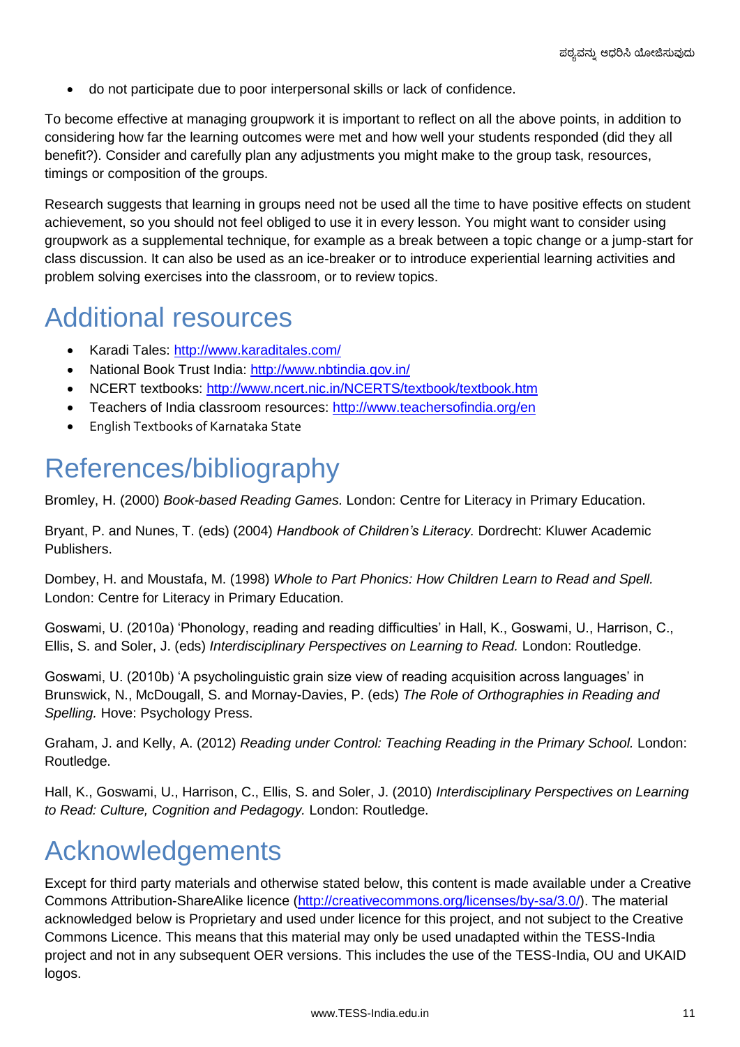- do not participate due to poor interpersonal skills or lack of confidence.

To become effective at managing groupwork it is important to reflect on all the above points, in addition to considering how far the learning outcomes were met and how well your students responded (did they all benefit?). Consider and carefully plan any adjustments you might make to the group task, resources, timings or composition of the groups.

Research suggests that learning in groups need not be used all the time to have positive effects on student achievement, so you should not feel obliged to use it in every lesson. You might want to consider using groupwork as a supplemental technique, for example as a break between a topic change or a jump-start for class discussion. It can also be used as an ice-breaker or to introduce experiential learning activities and problem solving exercises into the classroom, or to review topics.

# Additional resources

- Karadi Tales: http://www.karaditales.com/
- National Book Trust India: http://www.nbtindia.gov.in/
- NCERT textbooks: http://www.ncert.nic.in/NCERTS/textbook/textbook.htm
- Teachers of India classroom resources: http://www.teachersofindia.org/en
- English Textbooks of Karnataka State

# References/bibliography

Bromley, H. (2000) *Book-based Reading Games.* London: Centre for Literacy in Primary Education.

Bryant, P. and Nunes, T. (eds) (2004) *Handbook of Children's Literacy.* Dordrecht: Kluwer Academic Publishers.

Dombey, H. and Moustafa, M. (1998) *Whole to Part Phonics: How Children Learn to Read and Spell.* London: Centre for Literacy in Primary Education.

Goswami, U. (2010a) 'Phonology, reading and reading difficulties' in Hall, K., Goswami, U., Harrison, C., Ellis, S. and Soler, J. (eds) *Interdisciplinary Perspectives on Learning to Read.* London: Routledge.

Goswami, U. (2010b) 'A psycholinguistic grain size view of reading acquisition across languages' in Brunswick, N., McDougall, S. and Mornay-Davies, P. (eds) *The Role of Orthographies in Reading and Spelling.* Hove: Psychology Press.

Graham, J. and Kelly, A. (2012) *Reading under Control: Teaching Reading in the Primary School.* London: Routledge.

Hall, K., Goswami, U., Harrison, C., Ellis, S. and Soler, J. (2010) *Interdisciplinary Perspectives on Learning to Read: Culture, Cognition and Pedagogy.* London: Routledge.

# Acknowledgements

Except for third party materials and otherwise stated below, this content is made available under a Creative Commons Attribution-ShareAlike licence (http://creativecommons.org/licenses/by-sa/3.0/). The material acknowledged below is Proprietary and used under licence for this project, and not subject to the Creative Commons Licence. This means that this material may only be used unadapted within the TESS-India project and not in any subsequent OER versions. This includes the use of the TESS-India, OU and UKAID logos.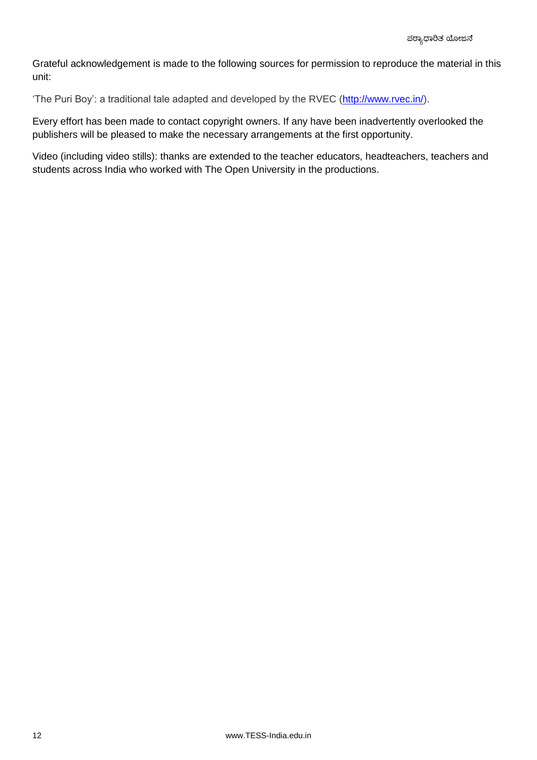Grateful acknowledgement is made to the following sources for permission to reproduce the material in this unit:

'The Puri Boy': a traditional tale adapted and developed by the RVEC (http://www.rvec.in/).

Every effort has been made to contact copyright owners. If any have been inadvertently overlooked the publishers will be pleased to make the necessary arrangements at the first opportunity.

Video (including video stills): thanks are extended to the teacher educators, headteachers, teachers and students across India who worked with The Open University in the productions.